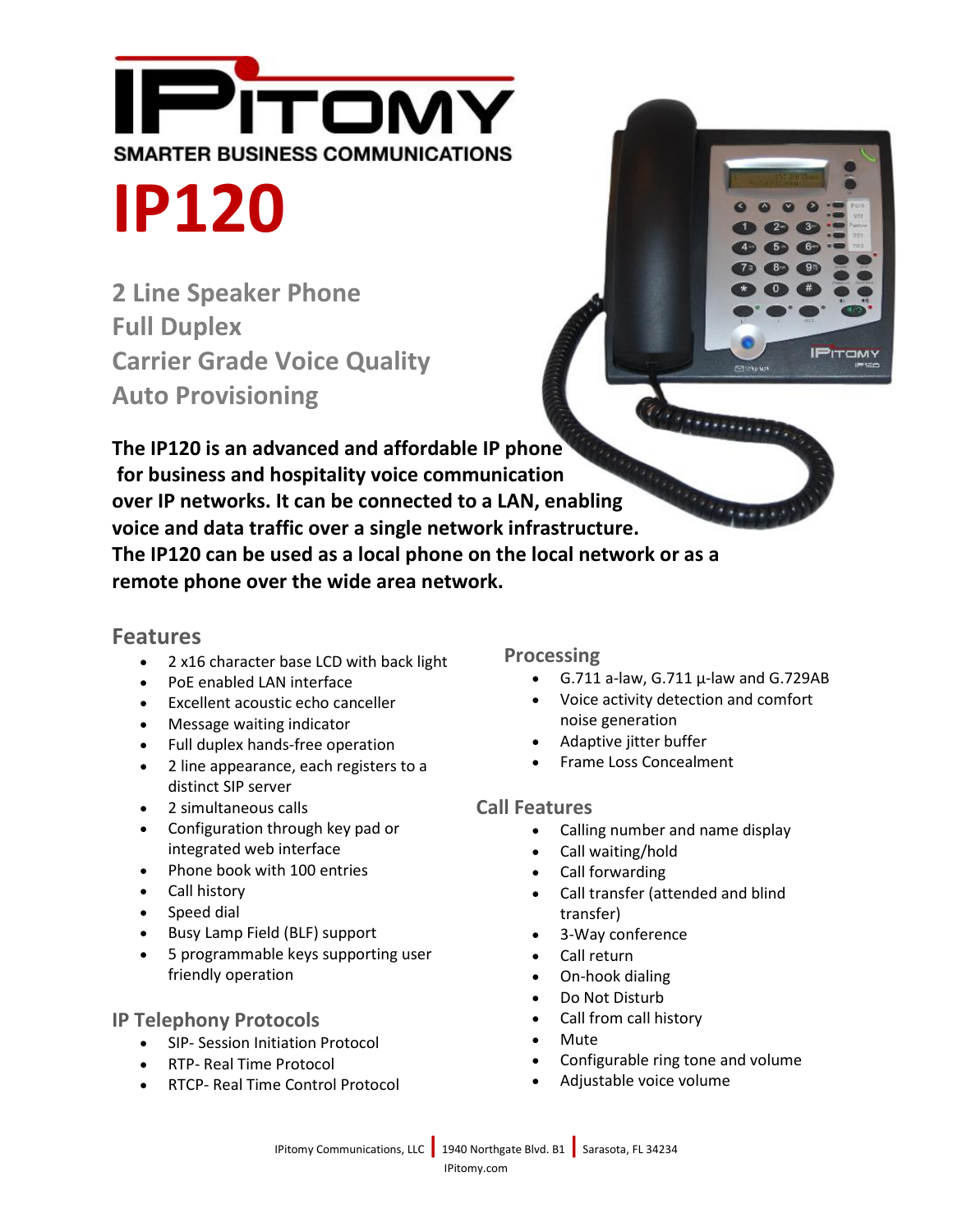IPITOMY

SMARTER BUSINESS COMMUNICATIONS

# IP120

## 2 Line Speaker Phone
## Full Duplex
## Carrier Grade Voice Quality
## Auto Provisioning

**The IP120 is an advanced and affordable IP phone for business and hospitality voice communication over IP networks. It can be connected to a LAN, enabling voice and data traffic over a single network infrastructure. The IP120 can be used as a local phone on the local network or as a remote phone over the wide area network.**

### Features

- 2 x16 character base LCD with back light
- PoE enabled LAN interface
- Excellent acoustic echo canceller
- Message waiting indicator
- Full duplex hands-free operation
- 2 line appearance, each registers to a distinct SIP server
- 2 simultaneous calls
- Configuration through key pad or integrated web interface
- Phone book with 100 entries
- Call history
- Speed dial
- Busy Lamp Field (BLF) support
- 5 programmable keys supporting user friendly operation

### IP Telephony Protocols

- SIP- Session Initiation Protocol
- RTP- Real Time Protocol
- RTCP- Real Time Control Protocol

### Processing

- G.711 a-law, G.711 µ-law and G.729AB
- Voice activity detection and comfort noise generation
- Adaptive jitter buffer
- Frame Loss Concealment

### Call Features

- Calling number and name display
- Call waiting/hold
- Call forwarding
- Call transfer (attended and blind transfer)
- 3-Way conference
- Call return
- On-hook dialing
- Do Not Disturb
- Call from call history
- Mute
- Configurable ring tone and volume
- Adjustable voice volume

IPitomy Communications, LLC | 1940 Northgate Blvd. B1 | Sarasota, FL 34234
IPitomy.com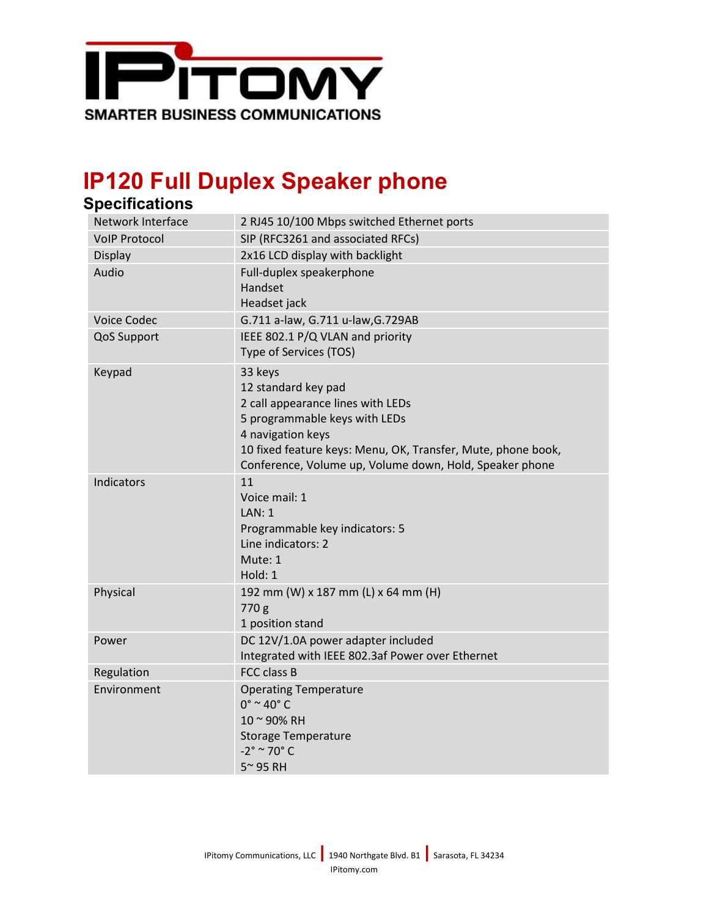IPITOMY
SMARTER BUSINESS COMMUNICATIONS

# IP120 Full Duplex Speaker phone

## Specifications

| | |
|---|---|
| Network Interface | 2 RJ45 10/100 Mbps switched Ethernet ports |
| VoIP Protocol | SIP (RFC3261 and associated RFCs) |
| Display | 2x16 LCD display with backlight |
| Audio | Full-duplex speakerphone<br>Handset<br>Headset jack |
| Voice Codec | G.711 a-law, G.711 u-law,G.729AB |
| QoS Support | IEEE 802.1 P/Q VLAN and priority<br>Type of Services (TOS) |
| Keypad | 33 keys<br>12 standard key pad<br>2 call appearance lines with LEDs<br>5 programmable keys with LEDs<br>4 navigation keys<br>10 fixed feature keys: Menu, OK, Transfer, Mute, phone book, Conference, Volume up, Volume down, Hold, Speaker phone |
| Indicators | 11<br>Voice mail: 1<br>LAN: 1<br>Programmable key indicators: 5<br>Line indicators: 2<br>Mute: 1<br>Hold: 1 |
| Physical | 192 mm (W) x 187 mm (L) x 64 mm (H)<br>770 g<br>1 position stand |
| Power | DC 12V/1.0A power adapter included<br>Integrated with IEEE 802.3af Power over Ethernet |
| Regulation | FCC class B |
| Environment | Operating Temperature<br>0° ~ 40° C<br>10 ~ 90% RH<br>Storage Temperature<br>-2° ~ 70° C<br>5~ 95 RH |

IPitomy Communications, LLC | 1940 Northgate Blvd. B1 | Sarasota, FL 34234
IPitomy.com